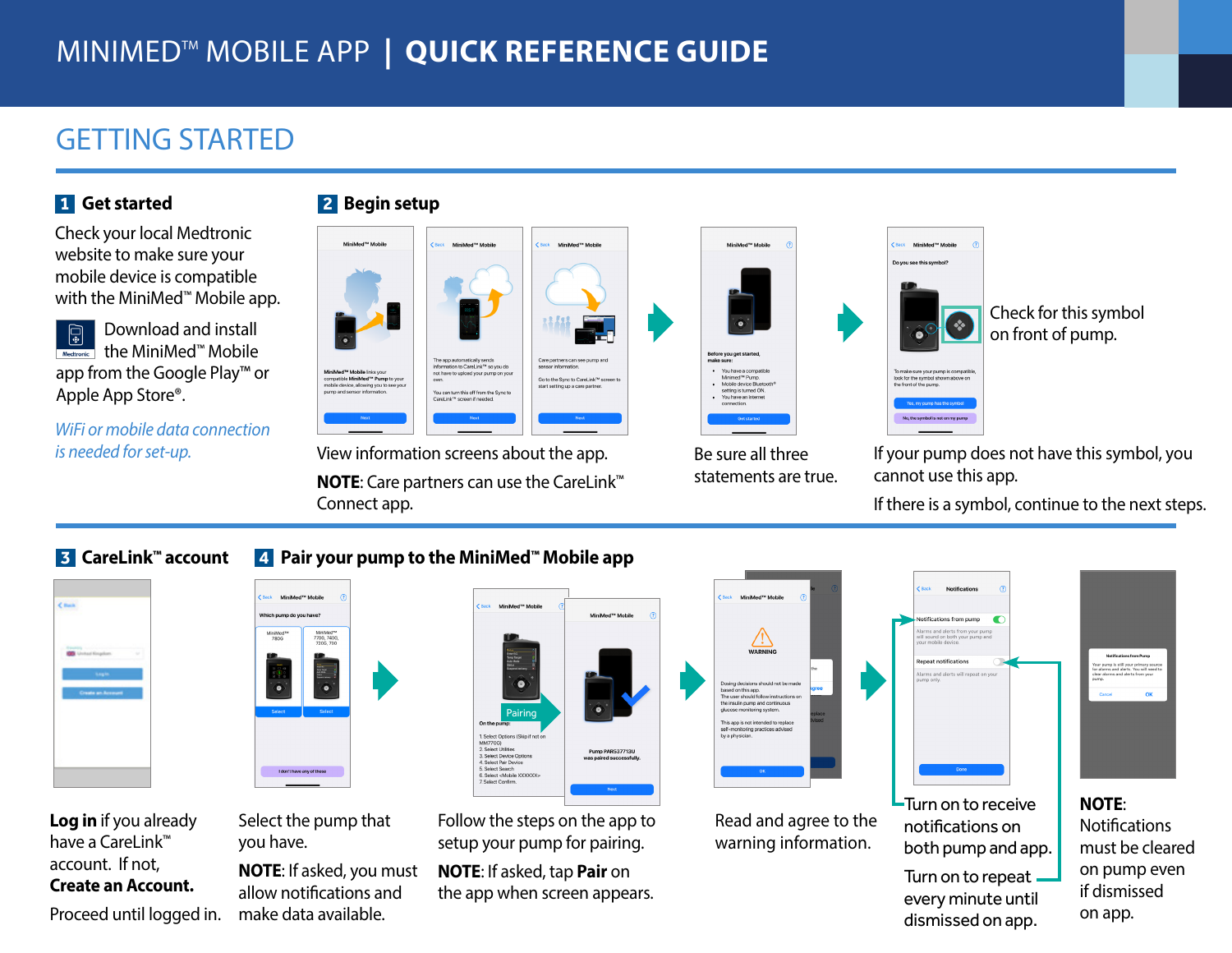# MINIMED™ MOBILE APP | QUICK REFERENCE GUIDE

## GETTING STARTED

### 1 Get started

Check your local Medtronic website to make sure your mobile device is compatible with the MiniMed™ Mobile app.

Download and install the MiniMed™ Mobile app from the Google Play™ or Apple App Store®.

*WiFi or mobile data connection is needed for set-up.*

### 2 Begin setup

View information screens about the app.

**NOTE**: Care partners can use the CareLink™ Connect app.

Be sure all three statements are true.

Check for this symbol on front of pump.

If your pump does not have this symbol, you cannot use this app.

If there is a symbol, continue to the next steps.

### 3 CareLink™ account

**Log in** if you already have a CareLink™ account. If not, **Create an Account.**

Proceed until logged in.

### 4 Pair your pump to the MiniMed™ Mobile app

Select the pump that you have.

**NOTE**: If asked, you must allow notifications and make data available.

Follow the steps on the app to setup your pump for pairing.

**NOTE**: If asked, tap **Pair** on the app when screen appears.

Read and agree to the warning information.

Turn on to receive notifications on both pump and app.

Turn on to repeat every minute until dismissed on app.

**NOTE**: Notifications must be cleared on pump even if dismissed on app.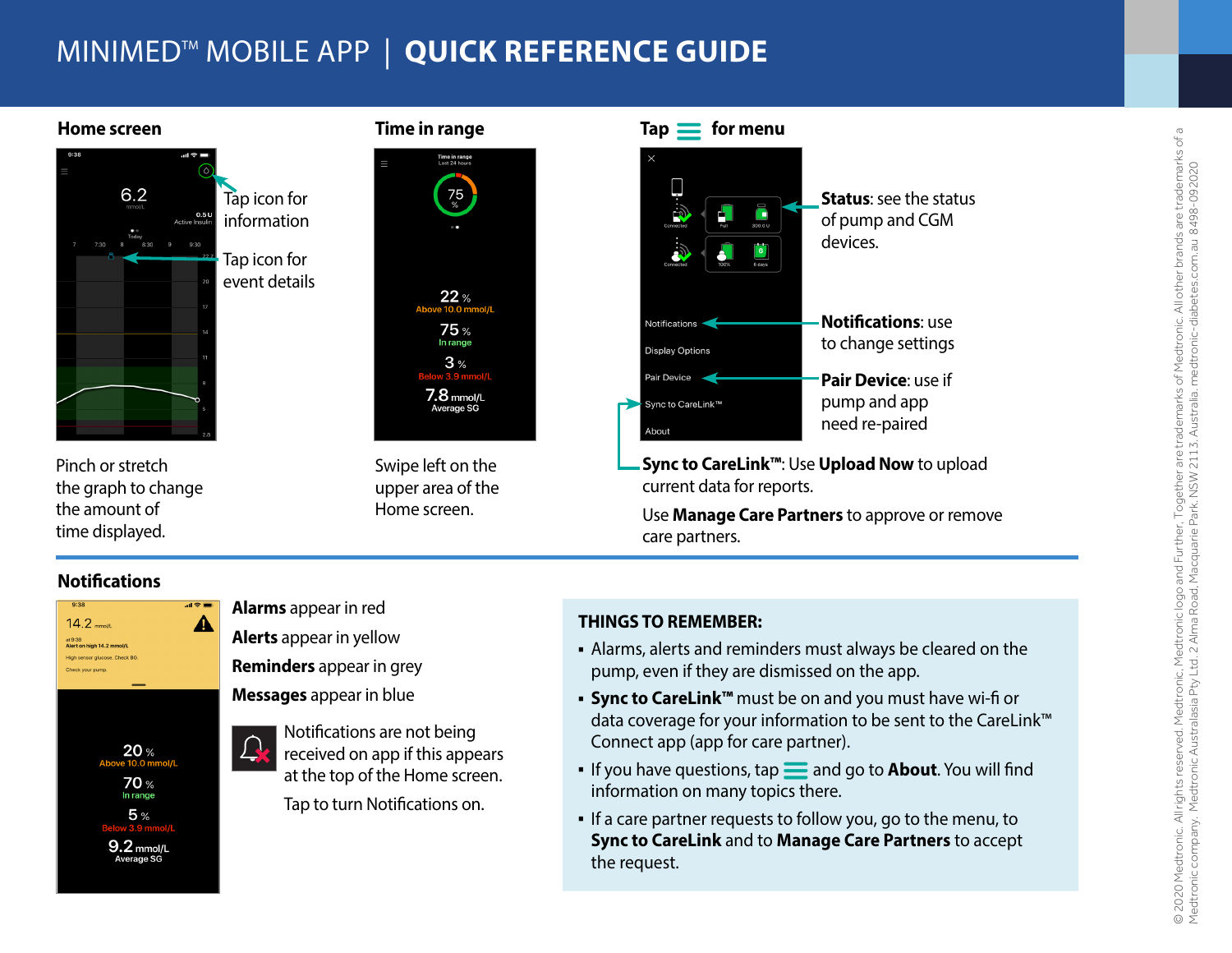# MINIMED™ MOBILE APP | QUICK REFERENCE GUIDE

## Home screen

Tap icon for information

Tap icon for event details

Pinch or stretch the graph to change the amount of time displayed.

## Time in range

Swipe left on the upper area of the Home screen.

## Tap ☰ for menu

**Status**: see the status of pump and CGM devices.

**Notifications**: use to change settings

**Pair Device**: use if pump and app need re-paired

**Sync to CareLink™**: Use **Upload Now** to upload current data for reports.

Use **Manage Care Partners** to approve or remove care partners.

## Notifications

**Alarms** appear in red

**Alerts** appear in yellow

**Reminders** appear in grey

**Messages** appear in blue

Notifications are not being received on app if this appears at the top of the Home screen.

Tap to turn Notifications on.

## THINGS TO REMEMBER:

- Alarms, alerts and reminders must always be cleared on the pump, even if they are dismissed on the app.
- **Sync to CareLink™** must be on and you must have wi-fi or data coverage for your information to be sent to the CareLink™ Connect app (app for care partner).
- If you have questions, tap ☰ and go to **About**. You will find information on many topics there.
- If a care partner requests to follow you, go to the menu, to **Sync to CareLink** and to **Manage Care Partners** to accept the request.

© 2020 Medtronic. All rights reserved. Medtronic, Medtronic logo and Further, Together are trademarks of Medtronic. All other brands are trademarks of a Medtronic company. Medtronic Australasia Pty Ltd. 2 Alma Road, Macquarie Park, NSW 2113, Australia. medtronic-diabetes.com.au 8498-092020